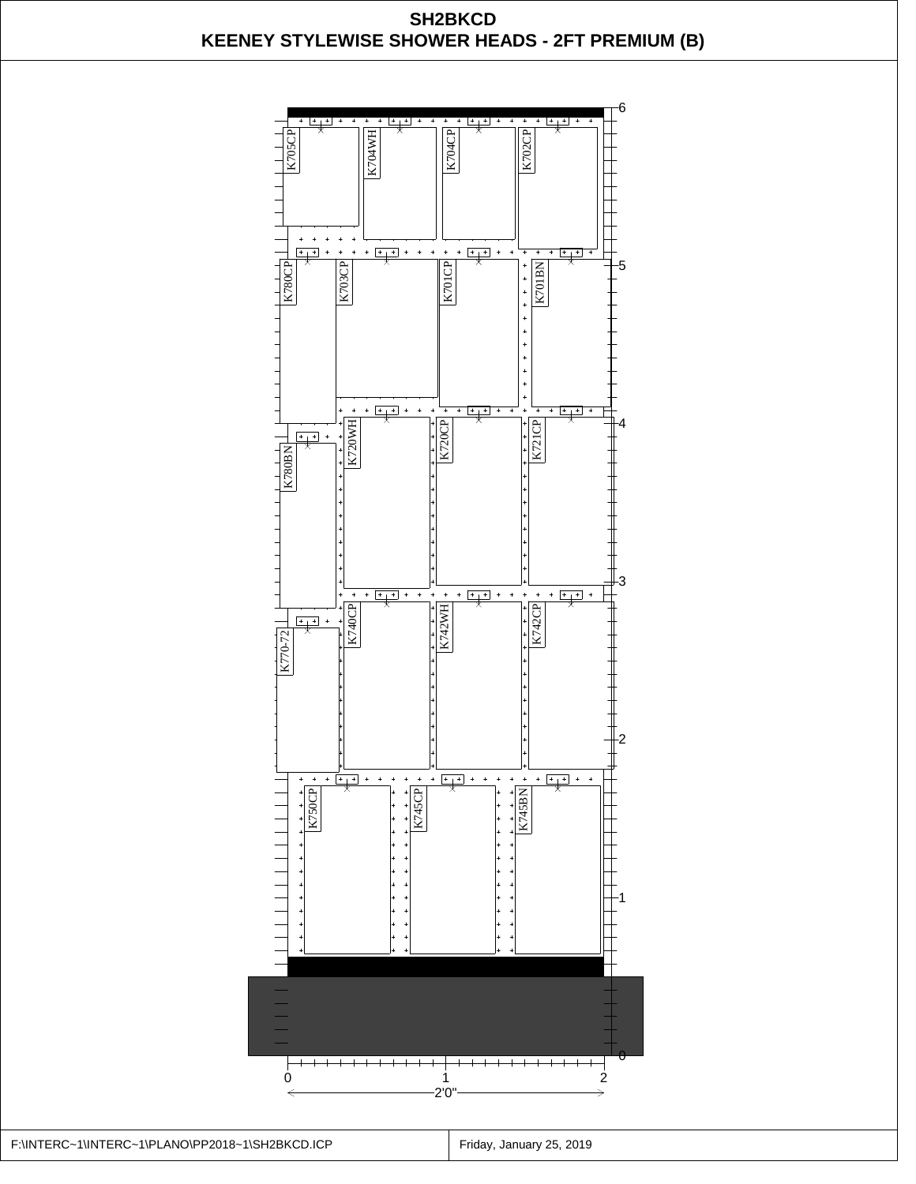# SH2BKCD
## KEENEY STYLEWISE SHOWER HEADS - 2FT PREMIUM (B)

K705CP
K704WH
K704CP
K702CP

K780CP
K703CP
K701CP
K701BN

K720WH
K720CP
K721CP
K780BN

K740CP
K742WH
K742CP
K770-72

K750CP
K745CP
K745BN

6
5
4
3
2
1
0

0 1 2

2'0"

F:\INTERC~1\INTERC~1\PLANO\PP2018~1\SH2BKCD.ICP | Friday, January 25, 2019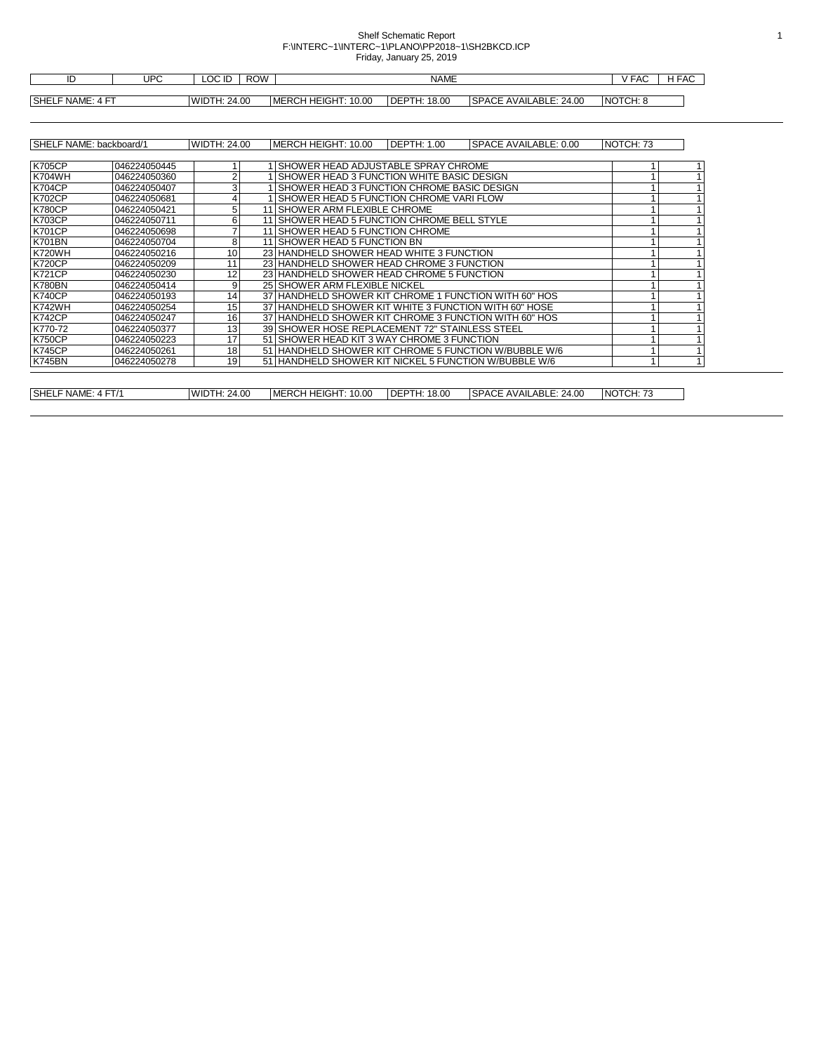Shelf Schematic Report
F:\INTERC~1\INTERC~1\PLANO\PP2018~1\SH2BKCD.ICP
Friday, January 25, 2019

| ID | UPC | LOC ID | ROW | NAME | V FAC | H FAC |
|---|---|---|---|---|---|---|

| SHELF NAME: 4 FT | WIDTH: 24.00 | MERCH HEIGHT: 10.00 | DEPTH: 18.00 | SPACE AVAILABLE: 24.00 | NOTCH: 8 |
|---|---|---|---|---|---|

| SHELF NAME: backboard/1 | WIDTH: 24.00 | MERCH HEIGHT: 10.00 | DEPTH: 1.00 | SPACE AVAILABLE: 0.00 | NOTCH: 73 |
|---|---|---|---|---|---|

| ID | UPC | LOC ID | ROW | NAME | V FAC | H FAC |
|---|---|---|---|---|---|---|
| K705CP | 046224050445 | 1 | 1 | SHOWER HEAD ADJUSTABLE SPRAY CHROME | 1 | 1 |
| K704WH | 046224050360 | 2 | 1 | SHOWER HEAD 3 FUNCTION WHITE BASIC DESIGN | 1 | 1 |
| K704CP | 046224050407 | 3 | 1 | SHOWER HEAD 3 FUNCTION CHROME BASIC DESIGN | 1 | 1 |
| K702CP | 046224050681 | 4 | 1 | SHOWER HEAD 5 FUNCTION CHROME VARI FLOW | 1 | 1 |
| K780CP | 046224050421 | 5 | 11 | SHOWER ARM FLEXIBLE CHROME | 1 | 1 |
| K703CP | 046224050711 | 6 | 11 | SHOWER HEAD 5 FUNCTION CHROME BELL STYLE | 1 | 1 |
| K701CP | 046224050698 | 7 | 11 | SHOWER HEAD 5 FUNCTION CHROME | 1 | 1 |
| K701BN | 046224050704 | 8 | 11 | SHOWER HEAD 5 FUNCTION BN | 1 | 1 |
| K720WH | 046224050216 | 10 | 23 | HANDHELD SHOWER HEAD WHITE 3 FUNCTION | 1 | 1 |
| K720CP | 046224050209 | 11 | 23 | HANDHELD SHOWER HEAD CHROME 3 FUNCTION | 1 | 1 |
| K721CP | 046224050230 | 12 | 23 | HANDHELD SHOWER HEAD CHROME 5 FUNCTION | 1 | 1 |
| K780BN | 046224050414 | 9 | 25 | SHOWER ARM FLEXIBLE NICKEL | 1 | 1 |
| K740CP | 046224050193 | 14 | 37 | HANDHELD SHOWER KIT CHROME 1 FUNCTION WITH 60" HOS | 1 | 1 |
| K742WH | 046224050254 | 15 | 37 | HANDHELD SHOWER KIT WHITE 3 FUNCTION WITH 60" HOSE | 1 | 1 |
| K742CP | 046224050247 | 16 | 37 | HANDHELD SHOWER KIT CHROME 3 FUNCTION WITH 60" HOS | 1 | 1 |
| K770-72 | 046224050377 | 13 | 39 | SHOWER HOSE REPLACEMENT 72" STAINLESS STEEL | 1 | 1 |
| K750CP | 046224050223 | 17 | 51 | SHOWER HEAD KIT 3 WAY CHROME 3 FUNCTION | 1 | 1 |
| K745CP | 046224050261 | 18 | 51 | HANDHELD SHOWER KIT CHROME 5 FUNCTION W/BUBBLE W/6 | 1 | 1 |
| K745BN | 046224050278 | 19 | 51 | HANDHELD SHOWER KIT NICKEL 5 FUNCTION W/BUBBLE W/6 | 1 | 1 |

| SHELF NAME: 4 FT/1 | WIDTH: 24.00 | MERCH HEIGHT: 10.00 | DEPTH: 18.00 | SPACE AVAILABLE: 24.00 | NOTCH: 73 |
|---|---|---|---|---|---|